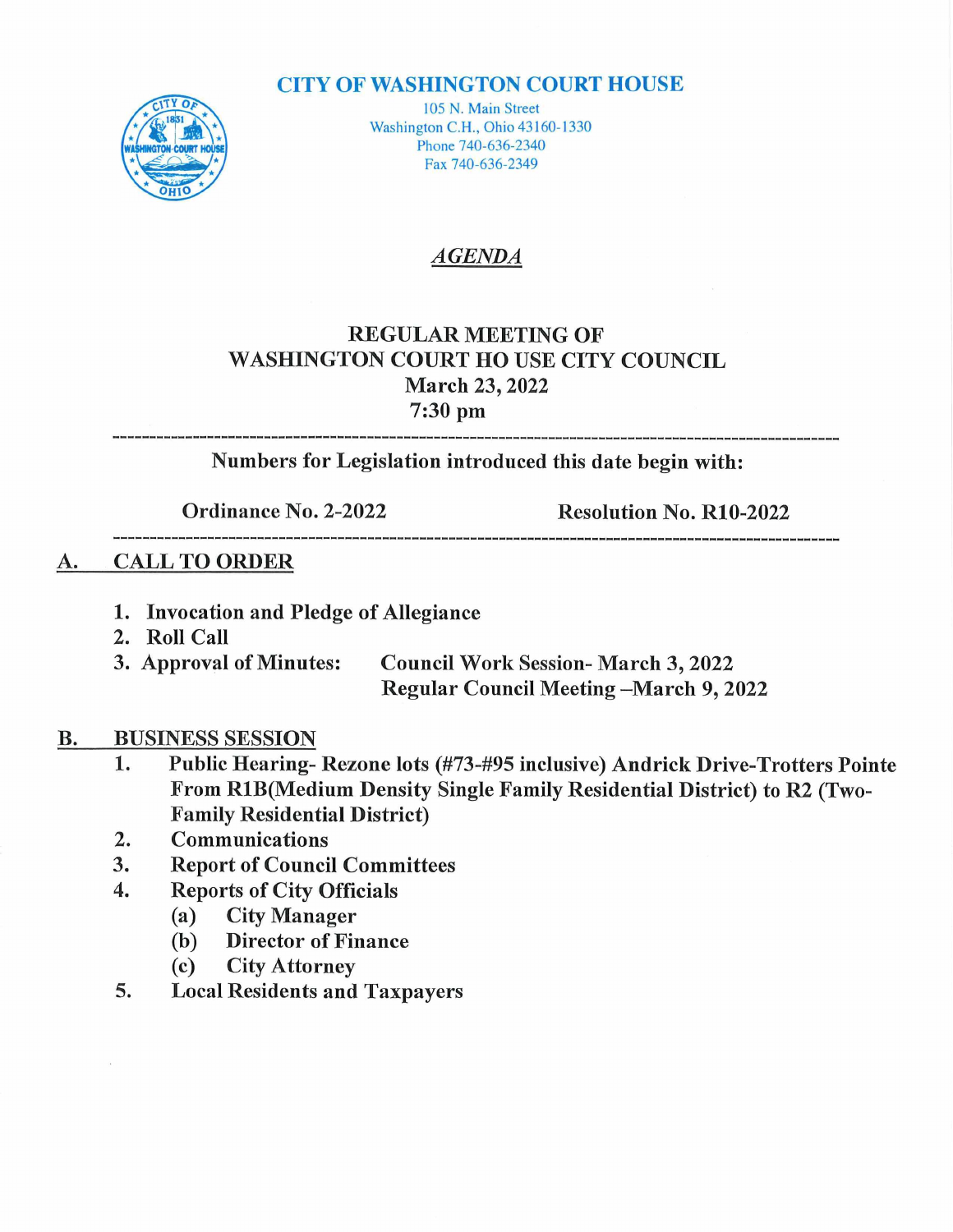# CITY OF WASHINGTON COURT HOUSE

105 N. Main Street
Washington C.H., Ohio 43160-1330
Phone 740-636-2340
Fax 740-636-2349

## *AGENDA*

**REGULAR MEETING OF**
**WASHINGTON COURT HO USE CITY COUNCIL**
**March 23, 2022**
**7:30 pm**

---

**Numbers for Legislation introduced this date begin with:**

**Ordinance No. 2-2022** **Resolution No. R10-2022**

---

## A. CALL TO ORDER

1. **Invocation and Pledge of Allegiance**
2. **Roll Call**
3. **Approval of Minutes:** **Council Work Session- March 3, 2022**
   **Regular Council Meeting –March 9, 2022**

## B. BUSINESS SESSION

1. **Public Hearing- Rezone lots (#73-#95 inclusive) Andrick Drive-Trotters Pointe From R1B(Medium Density Single Family Residential District) to R2 (Two-Family Residential District)**
2. **Communications**
3. **Report of Council Committees**
4. **Reports of City Officials**
   - (a) **City Manager**
   - (b) **Director of Finance**
   - (c) **City Attorney**
5. **Local Residents and Taxpayers**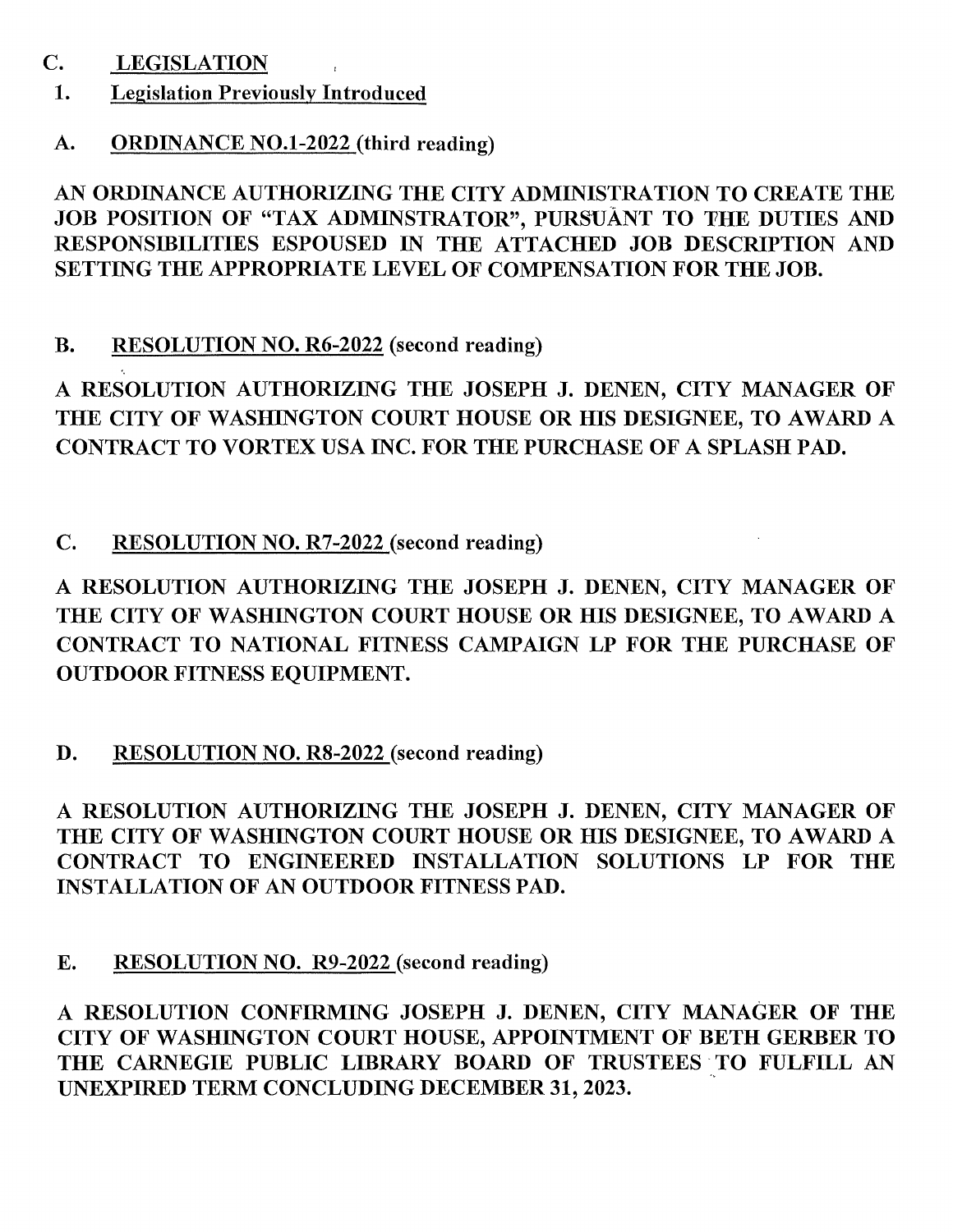## C. LEGISLATION

### 1. Legislation Previously Introduced

### A. ORDINANCE NO.1-2022 (third reading)

**AN ORDINANCE AUTHORIZING THE CITY ADMINISTRATION TO CREATE THE JOB POSITION OF "TAX ADMINSTRATOR", PURSUANT TO THE DUTIES AND RESPONSIBILITIES ESPOUSED IN THE ATTACHED JOB DESCRIPTION AND SETTING THE APPROPRIATE LEVEL OF COMPENSATION FOR THE JOB.**

### B. RESOLUTION NO. R6-2022 (second reading)

**A RESOLUTION AUTHORIZING THE JOSEPH J. DENEN, CITY MANAGER OF THE CITY OF WASHINGTON COURT HOUSE OR HIS DESIGNEE, TO AWARD A CONTRACT TO VORTEX USA INC. FOR THE PURCHASE OF A SPLASH PAD.**

### C. RESOLUTION NO. R7-2022 (second reading)

**A RESOLUTION AUTHORIZING THE JOSEPH J. DENEN, CITY MANAGER OF THE CITY OF WASHINGTON COURT HOUSE OR HIS DESIGNEE, TO AWARD A CONTRACT TO NATIONAL FITNESS CAMPAIGN LP FOR THE PURCHASE OF OUTDOOR FITNESS EQUIPMENT.**

### D. RESOLUTION NO. R8-2022 (second reading)

**A RESOLUTION AUTHORIZING THE JOSEPH J. DENEN, CITY MANAGER OF THE CITY OF WASHINGTON COURT HOUSE OR HIS DESIGNEE, TO AWARD A CONTRACT TO ENGINEERED INSTALLATION SOLUTIONS LP FOR THE INSTALLATION OF AN OUTDOOR FITNESS PAD.**

### E. RESOLUTION NO. R9-2022 (second reading)

**A RESOLUTION CONFIRMING JOSEPH J. DENEN, CITY MANAGER OF THE CITY OF WASHINGTON COURT HOUSE, APPOINTMENT OF BETH GERBER TO THE CARNEGIE PUBLIC LIBRARY BOARD OF TRUSTEES TO FULFILL AN UNEXPIRED TERM CONCLUDING DECEMBER 31, 2023.**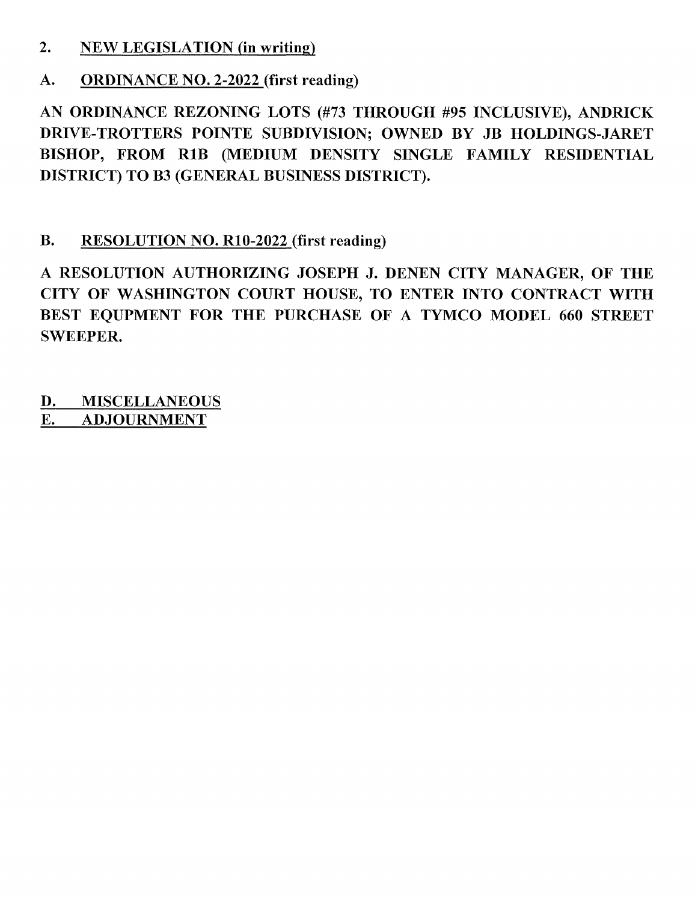## 2. <u>NEW LEGISLATION (in writing)</u>

### A. <u>ORDINANCE NO. 2-2022</u> (first reading)

**AN ORDINANCE REZONING LOTS (#73 THROUGH #95 INCLUSIVE), ANDRICK DRIVE-TROTTERS POINTE SUBDIVISION; OWNED BY JB HOLDINGS-JARET BISHOP, FROM R1B (MEDIUM DENSITY SINGLE FAMILY RESIDENTIAL DISTRICT) TO B3 (GENERAL BUSINESS DISTRICT).**

### B. <u>RESOLUTION NO. R10-2022</u> (first reading)

**A RESOLUTION AUTHORIZING JOSEPH J. DENEN CITY MANAGER, OF THE CITY OF WASHINGTON COURT HOUSE, TO ENTER INTO CONTRACT WITH BEST EQUPMENT FOR THE PURCHASE OF A TYMCO MODEL 660 STREET SWEEPER.**

### D. <u>MISCELLANEOUS</u>

### E. <u>ADJOURNMENT</u>